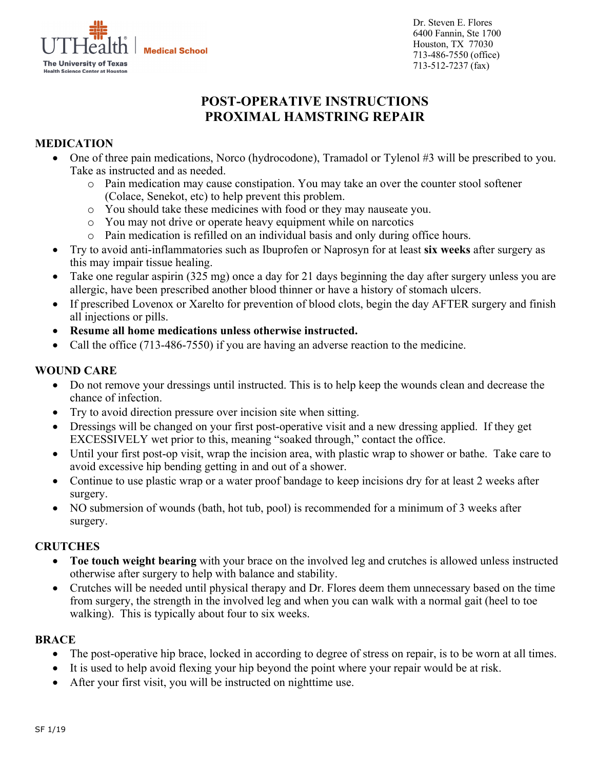UTHealth | Medical School
The University of Texas
Health Science Center at Houston

Dr. Steven E. Flores
6400 Fannin, Ste 1700
Houston, TX 77030
713-486-7550 (office)
713-512-7237 (fax)

# POST-OPERATIVE INSTRUCTIONS
# PROXIMAL HAMSTRING REPAIR

## MEDICATION

- One of three pain medications, Norco (hydrocodone), Tramadol or Tylenol #3 will be prescribed to you. Take as instructed and as needed.
  - Pain medication may cause constipation. You may take an over the counter stool softener (Colace, Senekot, etc) to help prevent this problem.
  - You should take these medicines with food or they may nauseate you.
  - You may not drive or operate heavy equipment while on narcotics
  - Pain medication is refilled on an individual basis and only during office hours.
- Try to avoid anti-inflammatories such as Ibuprofen or Naprosyn for at least **six weeks** after surgery as this may impair tissue healing.
- Take one regular aspirin (325 mg) once a day for 21 days beginning the day after surgery unless you are allergic, have been prescribed another blood thinner or have a history of stomach ulcers.
- If prescribed Lovenox or Xarelto for prevention of blood clots, begin the day AFTER surgery and finish all injections or pills.
- **Resume all home medications unless otherwise instructed.**
- Call the office (713-486-7550) if you are having an adverse reaction to the medicine.

## WOUND CARE

- Do not remove your dressings until instructed. This is to help keep the wounds clean and decrease the chance of infection.
- Try to avoid direction pressure over incision site when sitting.
- Dressings will be changed on your first post-operative visit and a new dressing applied. If they get EXCESSIVELY wet prior to this, meaning "soaked through," contact the office.
- Until your first post-op visit, wrap the incision area, with plastic wrap to shower or bathe. Take care to avoid excessive hip bending getting in and out of a shower.
- Continue to use plastic wrap or a water proof bandage to keep incisions dry for at least 2 weeks after surgery.
- NO submersion of wounds (bath, hot tub, pool) is recommended for a minimum of 3 weeks after surgery.

## CRUTCHES

- **Toe touch weight bearing** with your brace on the involved leg and crutches is allowed unless instructed otherwise after surgery to help with balance and stability.
- Crutches will be needed until physical therapy and Dr. Flores deem them unnecessary based on the time from surgery, the strength in the involved leg and when you can walk with a normal gait (heel to toe walking). This is typically about four to six weeks.

## BRACE

- The post-operative hip brace, locked in according to degree of stress on repair, is to be worn at all times.
- It is used to help avoid flexing your hip beyond the point where your repair would be at risk.
- After your first visit, you will be instructed on nighttime use.

SF 1/19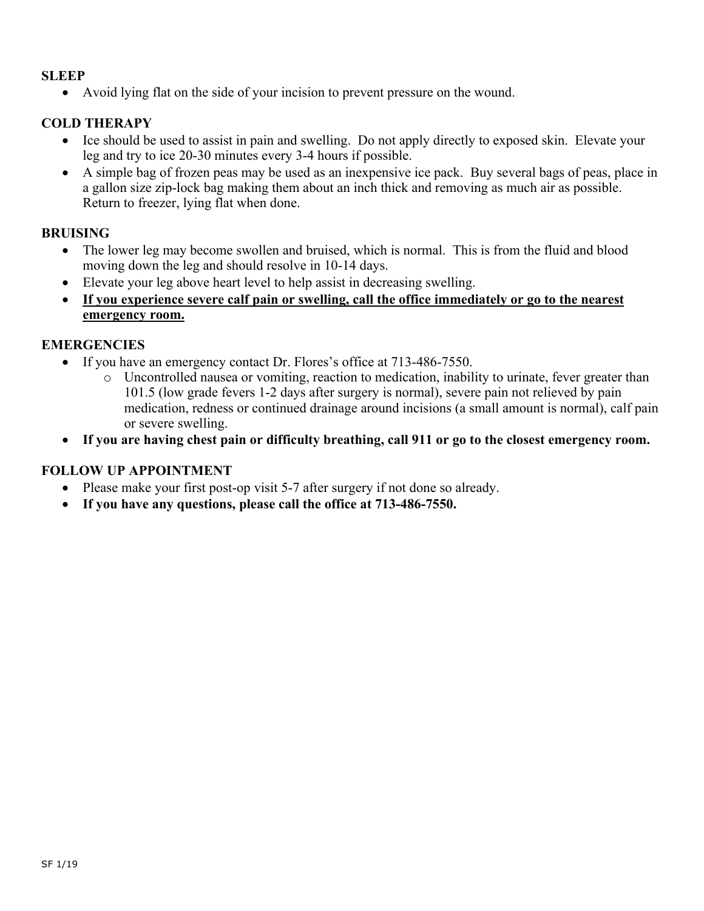**SLEEP**

- Avoid lying flat on the side of your incision to prevent pressure on the wound.

**COLD THERAPY**

- Ice should be used to assist in pain and swelling. Do not apply directly to exposed skin. Elevate your leg and try to ice 20-30 minutes every 3-4 hours if possible.
- A simple bag of frozen peas may be used as an inexpensive ice pack. Buy several bags of peas, place in a gallon size zip-lock bag making them about an inch thick and removing as much air as possible. Return to freezer, lying flat when done.

**BRUISING**

- The lower leg may become swollen and bruised, which is normal. This is from the fluid and blood moving down the leg and should resolve in 10-14 days.
- Elevate your leg above heart level to help assist in decreasing swelling.
- **<u>If you experience severe calf pain or swelling, call the office immediately or go to the nearest emergency room.</u>**

**EMERGENCIES**

- If you have an emergency contact Dr. Flores's office at 713-486-7550.
    - Uncontrolled nausea or vomiting, reaction to medication, inability to urinate, fever greater than 101.5 (low grade fevers 1-2 days after surgery is normal), severe pain not relieved by pain medication, redness or continued drainage around incisions (a small amount is normal), calf pain or severe swelling.
- **If you are having chest pain or difficulty breathing, call 911 or go to the closest emergency room.**

**FOLLOW UP APPOINTMENT**

- Please make your first post-op visit 5-7 after surgery if not done so already.
- **If you have any questions, please call the office at 713-486-7550.**

SF 1/19